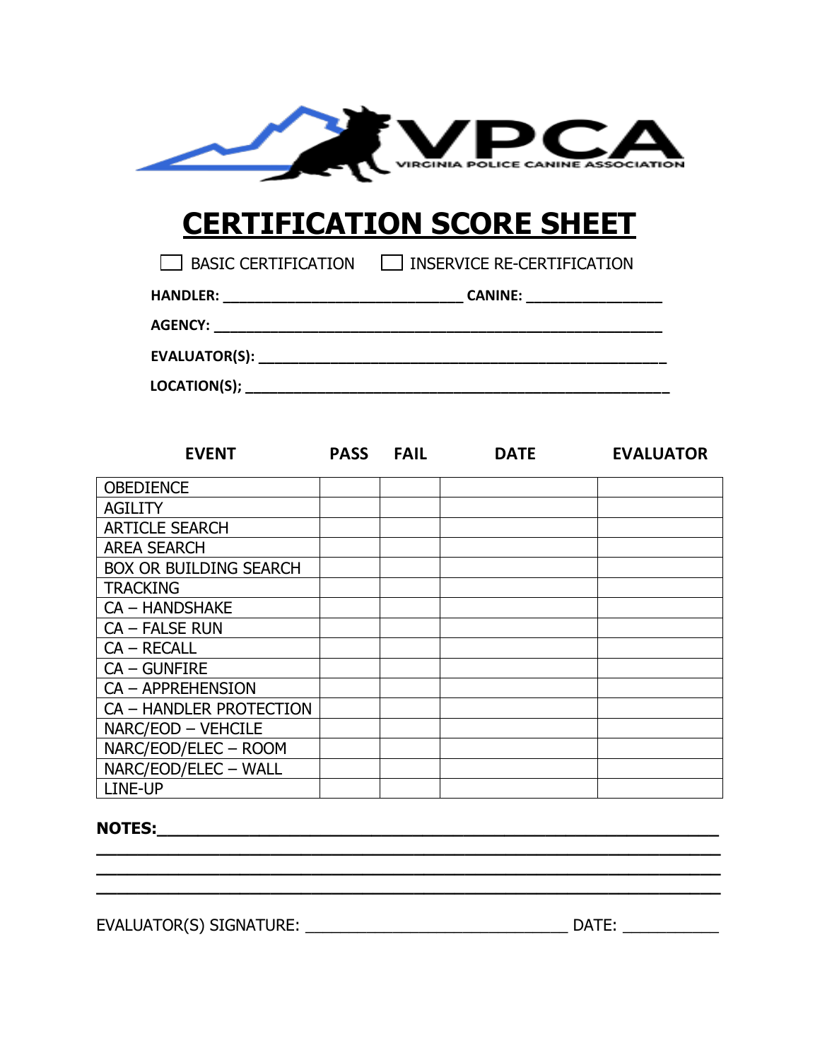VPCA

VIRGINIA POLICE CANINE ASSOCIATION

# CERTIFICATION SCORE SHEET

☐ BASIC CERTIFICATION ☐ INSERVICE RE-CERTIFICATION

**HANDLER:** ______________________________ **CANINE:** ________________

**AGENCY:** ______________________________________________________

**EVALUATOR(S):** ________________________________________________

**LOCATION(S);** _________________________________________________

| EVENT | PASS | FAIL | DATE | EVALUATOR |
|---|---|---|---|---|
| OBEDIENCE | | | | |
| AGILITY | | | | |
| ARTICLE SEARCH | | | | |
| AREA SEARCH | | | | |
| BOX OR BUILDING SEARCH | | | | |
| TRACKING | | | | |
| CA – HANDSHAKE | | | | |
| CA – FALSE RUN | | | | |
| CA – RECALL | | | | |
| CA – GUNFIRE | | | | |
| CA – APPREHENSION | | | | |
| CA – HANDLER PROTECTION | | | | |
| NARC/EOD – VEHCILE | | | | |
| NARC/EOD/ELEC – ROOM | | | | |
| NARC/EOD/ELEC – WALL | | | | |
| LINE-UP | | | | |

**NOTES:**___________________________________________________________
_____________________________________________________________________
_____________________________________________________________________
_____________________________________________________________________

EVALUATOR(S) SIGNATURE: ______________________________ DATE: ___________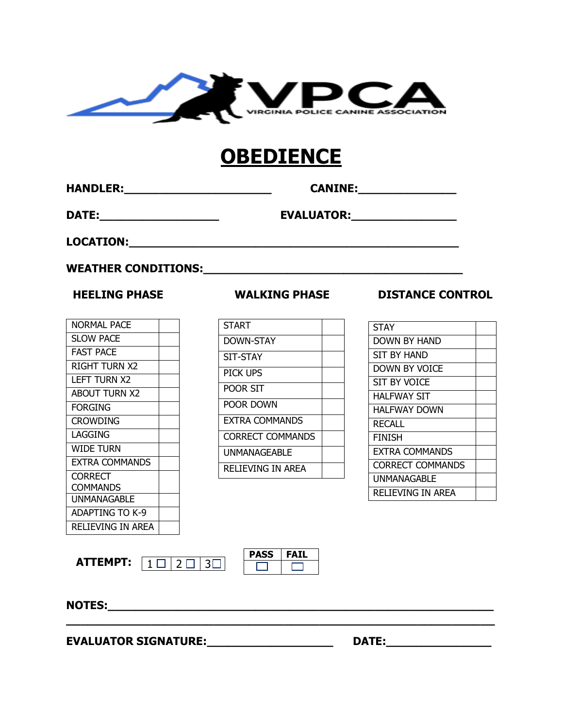VPCA
VIRGINIA POLICE CANINE ASSOCIATION

# OBEDIENCE

**HANDLER:**_______________________ **CANINE:**_______________

**DATE:**___________________ **EVALUATOR:**________________

**LOCATION:**_____________________________________________________

**WEATHER CONDITIONS:**_________________________________________

**HEELING PHASE**

| NORMAL PACE | |
|---|---|
| SLOW PACE | |
| FAST PACE | |
| RIGHT TURN X2 | |
| LEFT TURN X2 | |
| ABOUT TURN X2 | |
| FORGING | |
| CROWDING | |
| LAGGING | |
| WIDE TURN | |
| EXTRA COMMANDS | |
| CORRECT COMMANDS | |
| UNMANAGABLE | |
| ADAPTING TO K-9 | |
| RELIEVING IN AREA | |

**WALKING PHASE**

| START | |
|---|---|
| DOWN-STAY | |
| SIT-STAY | |
| PICK UPS | |
| POOR SIT | |
| POOR DOWN | |
| EXTRA COMMANDS | |
| CORRECT COMMANDS | |
| UNMANAGEABLE | |
| RELIEVING IN AREA | |

**DISTANCE CONTROL**

| STAY | |
|---|---|
| DOWN BY HAND | |
| SIT BY HAND | |
| DOWN BY VOICE | |
| SIT BY VOICE | |
| HALFWAY SIT | |
| HALFWAY DOWN | |
| RECALL | |
| FINISH | |
| EXTRA COMMANDS | |
| CORRECT COMMANDS | |
| UNMANAGABLE | |
| RELIEVING IN AREA | |

**ATTEMPT:** 1 ☐ 2 ☐ 3☐

| PASS | FAIL |
|---|---|
| ☐ | ☐ |

**NOTES:**_________________________________________________________

___________________________________________________________________

**EVALUATOR SIGNATURE:**___________________ **DATE:**________________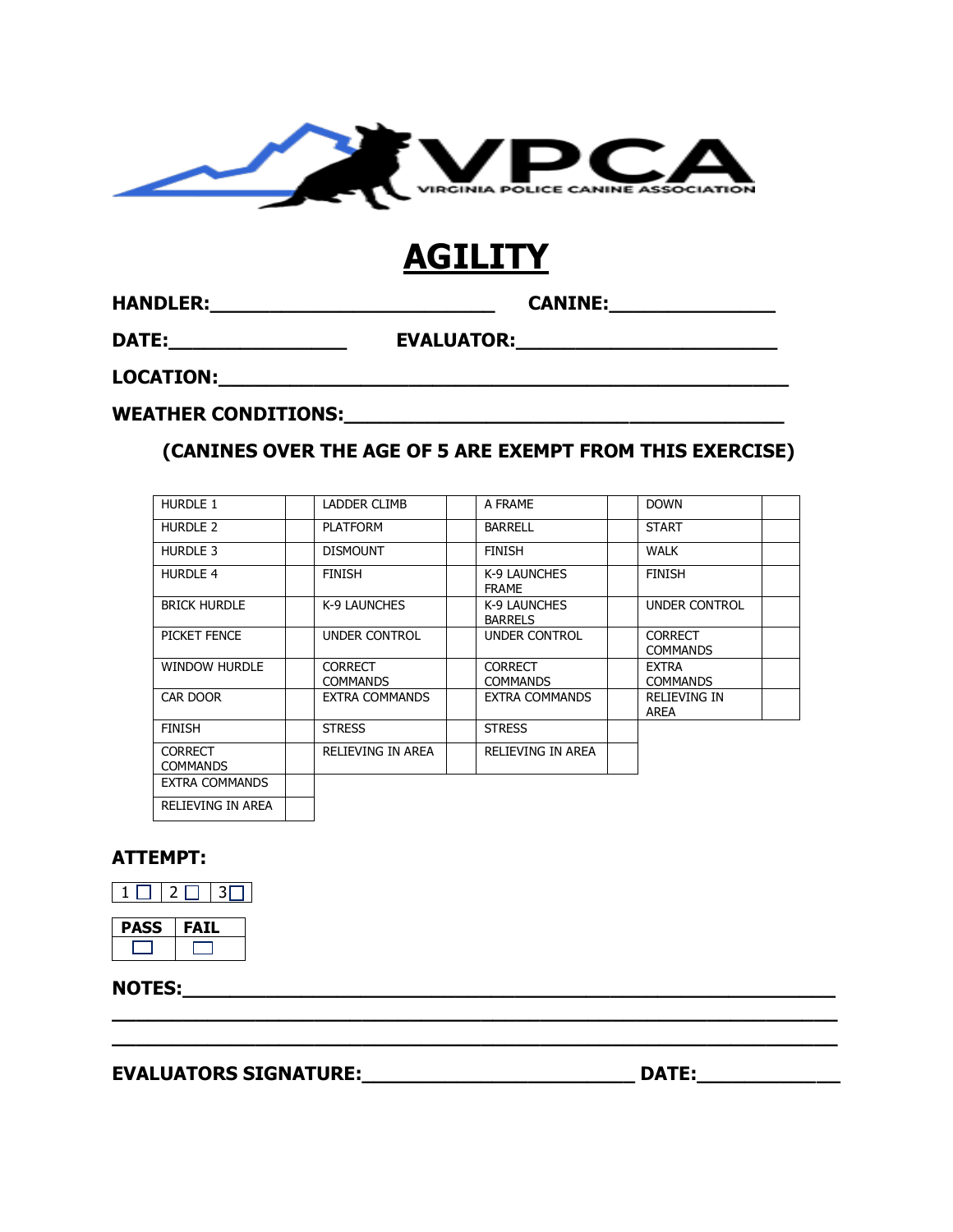# AGILITY

**HANDLER:**\_\_\_\_\_\_\_\_\_\_\_\_\_\_\_\_\_\_\_\_\_\_\_\_\_ **CANINE:**\_\_\_\_\_\_\_\_\_\_\_\_\_\_\_

**DATE:**\_\_\_\_\_\_\_\_\_\_\_\_\_\_\_\_\_ **EVALUATOR:**\_\_\_\_\_\_\_\_\_\_\_\_\_\_\_\_\_\_\_\_\_\_\_

**LOCATION:**\_\_\_\_\_\_\_\_\_\_\_\_\_\_\_\_\_\_\_\_\_\_\_\_\_\_\_\_\_\_\_\_\_\_\_\_\_\_\_\_\_\_\_\_\_\_\_\_\_\_\_

**WEATHER CONDITIONS:**\_\_\_\_\_\_\_\_\_\_\_\_\_\_\_\_\_\_\_\_\_\_\_\_\_\_\_\_\_\_\_\_\_\_\_\_\_\_\_

**(CANINES OVER THE AGE OF 5 ARE EXEMPT FROM THIS EXERCISE)**

| | | | | | | | |
|---|---|---|---|---|---|---|---|
| HURDLE 1 | | LADDER CLIMB | | A FRAME | | DOWN | |
| HURDLE 2 | | PLATFORM | | BARRELL | | START | |
| HURDLE 3 | | DISMOUNT | | FINISH | | WALK | |
| HURDLE 4 | | FINISH | | K-9 LAUNCHES FRAME | | FINISH | |
| BRICK HURDLE | | K-9 LAUNCHES | | K-9 LAUNCHES BARRELS | | UNDER CONTROL | |
| PICKET FENCE | | UNDER CONTROL | | UNDER CONTROL | | CORRECT COMMANDS | |
| WINDOW HURDLE | | CORRECT COMMANDS | | CORRECT COMMANDS | | EXTRA COMMANDS | |
| CAR DOOR | | EXTRA COMMANDS | | EXTRA COMMANDS | | RELIEVING IN AREA | |
| FINISH | | STRESS | | STRESS | | | |
| CORRECT COMMANDS | | RELIEVING IN AREA | | RELIEVING IN AREA | | | |
| EXTRA COMMANDS | | | | | | | |
| RELIEVING IN AREA | | | | | | | |

**ATTEMPT:**

| 1 ☐ | 2 ☐ | 3 ☐ |
|---|---|---|

| PASS | FAIL |
|---|---|
| ☐ | ☐ |

**NOTES:**\_\_\_\_\_\_\_\_\_\_\_\_\_\_\_\_\_\_\_\_\_\_\_\_\_\_\_\_\_\_\_\_\_\_\_\_\_\_\_\_\_\_\_\_\_\_\_\_\_\_\_\_\_\_\_\_\_

\_\_\_\_\_\_\_\_\_\_\_\_\_\_\_\_\_\_\_\_\_\_\_\_\_\_\_\_\_\_\_\_\_\_\_\_\_\_\_\_\_\_\_\_\_\_\_\_\_\_\_\_\_\_\_\_\_\_\_\_\_\_\_

\_\_\_\_\_\_\_\_\_\_\_\_\_\_\_\_\_\_\_\_\_\_\_\_\_\_\_\_\_\_\_\_\_\_\_\_\_\_\_\_\_\_\_\_\_\_\_\_\_\_\_\_\_\_\_\_\_\_\_\_\_\_\_

**EVALUATORS SIGNATURE:**\_\_\_\_\_\_\_\_\_\_\_\_\_\_\_\_\_\_\_\_\_\_\_\_\_ **DATE:**\_\_\_\_\_\_\_\_\_\_\_\_\_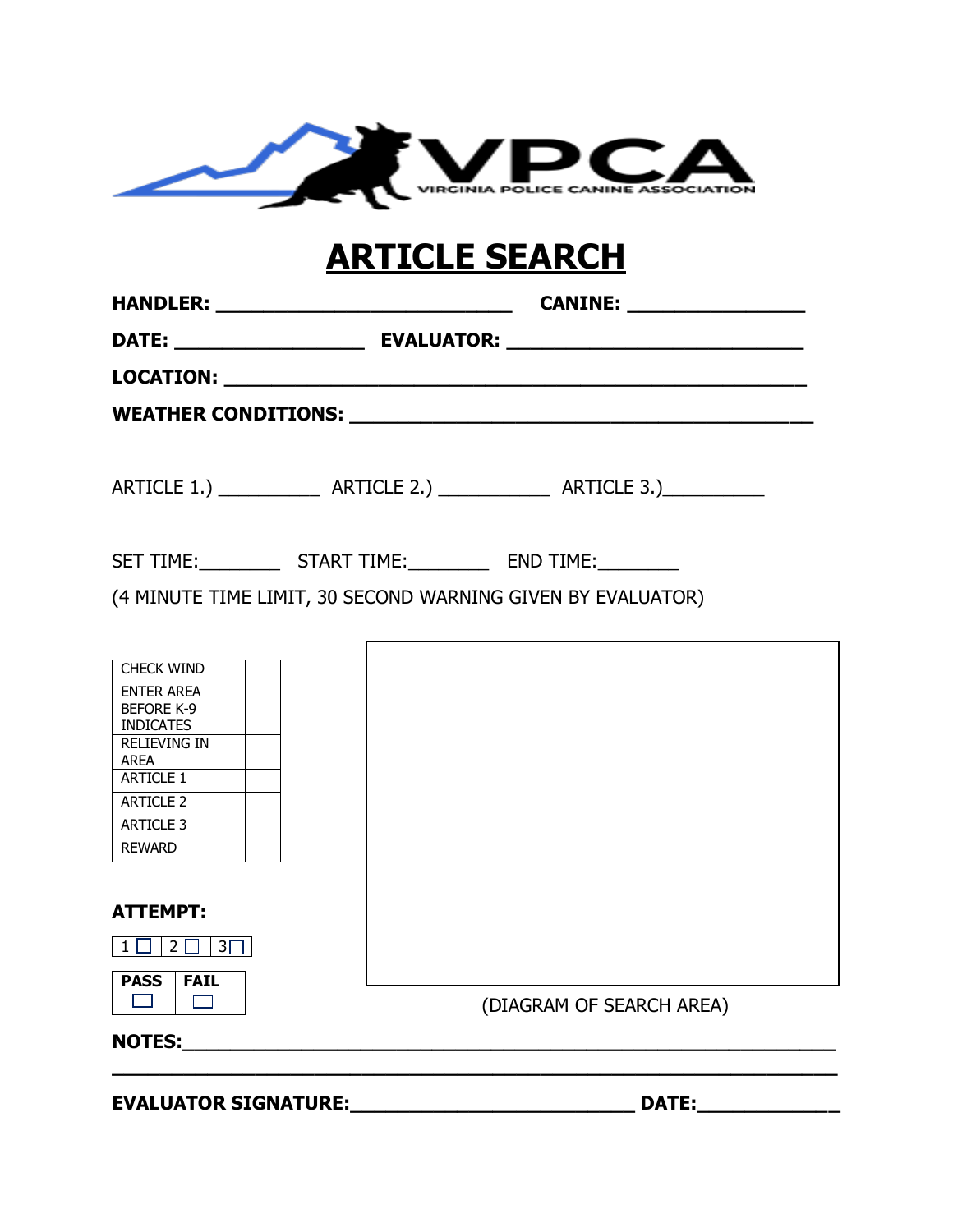VPCA
VIRGINIA POLICE CANINE ASSOCIATION

# ARTICLE SEARCH

**HANDLER:** ___________________________ **CANINE:** ________________

**DATE:** _________________ **EVALUATOR:** ___________________________

**LOCATION:** ____________________________________________________

**WEATHER CONDITIONS:** ___________________________________________

ARTICLE 1.) __________ ARTICLE 2.) ___________ ARTICLE 3.)__________

SET TIME:________ START TIME:________ END TIME:________

(4 MINUTE TIME LIMIT, 30 SECOND WARNING GIVEN BY EVALUATOR)

| | |
|---|---|
| CHECK WIND | |
| ENTER AREA BEFORE K-9 INDICATES | |
| RELIEVING IN AREA | |
| ARTICLE 1 | |
| ARTICLE 2 | |
| ARTICLE 3 | |
| REWARD | |

**ATTEMPT:**

| 1 ☐ | 2 ☐ | 3 ☐ |
|---|---|---|

| **PASS** | **FAIL** |
|---|---|
| ☐ | ☐ |

(DIAGRAM OF SEARCH AREA)

**NOTES:**______________________________________________________________

________________________________________________________________________

**EVALUATOR SIGNATURE:**__________________________ **DATE:**_____________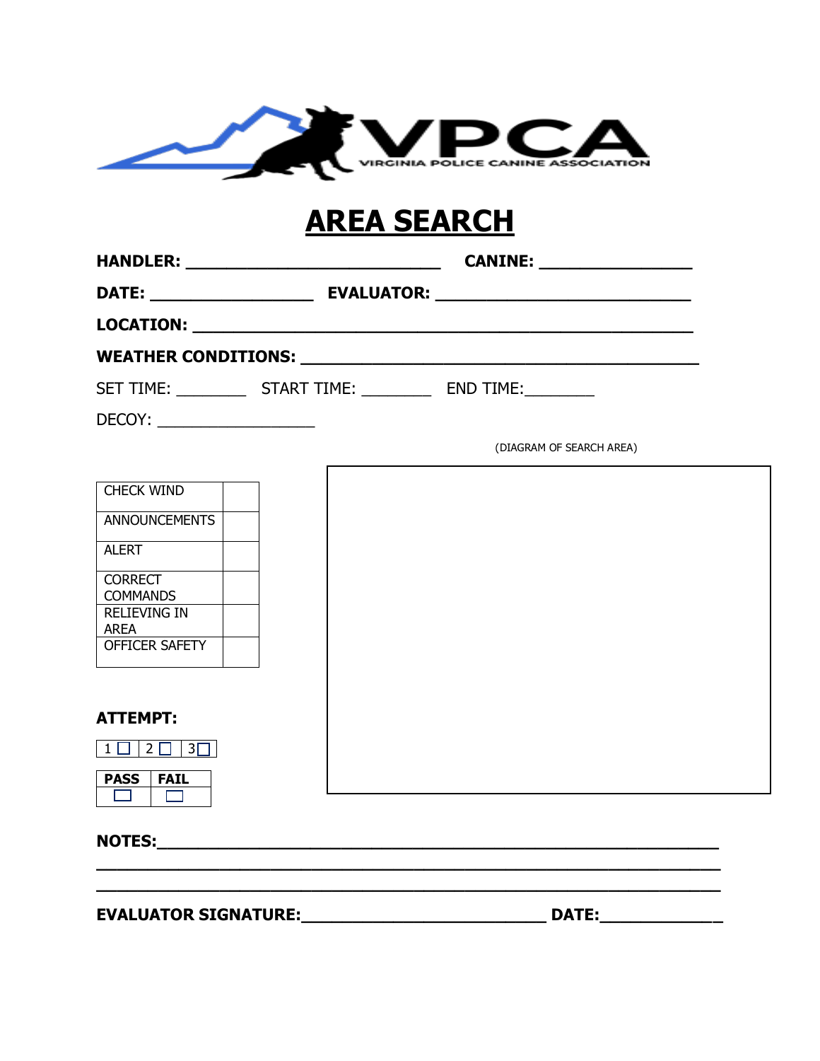VPCA
VIRGINIA POLICE CANINE ASSOCIATION

# AREA SEARCH

**HANDLER:** ___________________________ **CANINE:** ________________

**DATE:** _________________ **EVALUATOR:** ___________________________

**LOCATION:** _____________________________________________________

**WEATHER CONDITIONS:** __________________________________________

SET TIME: ________ START TIME: ________ END TIME:________

DECOY: _________________

(DIAGRAM OF SEARCH AREA)

| CHECK WIND | |
|---|---|
| ANNOUNCEMENTS | |
| ALERT | |
| CORRECT COMMANDS | |
| RELIEVING IN AREA | |
| OFFICER SAFETY | |

**ATTEMPT:**

| 1 ☐ | 2 ☐ | 3☐ |
|---|---|---|

| **PASS** | **FAIL** |
|---|---|
| ☐ | ☐ |

**NOTES:**___________________________________________________________

______________________________________________________________________

______________________________________________________________________

**EVALUATOR SIGNATURE:**__________________________ **DATE:**_____________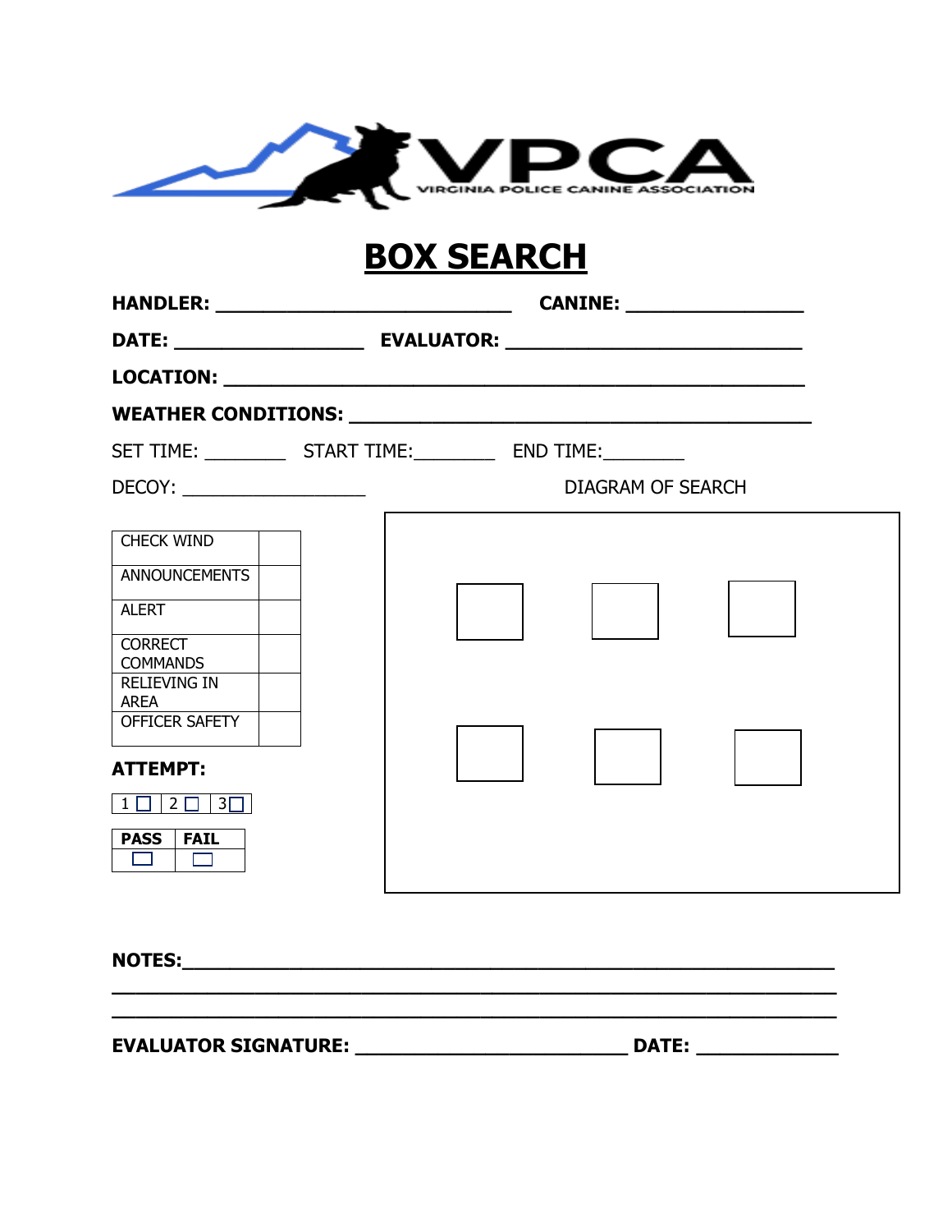VPCA
VIRGINIA POLICE CANINE ASSOCIATION

# BOX SEARCH

**HANDLER:** ____________________________ **CANINE:** ________________

**DATE:** _________________ **EVALUATOR:** ___________________________

**LOCATION:** ______________________________________________________

**WEATHER CONDITIONS:** _________________________________________

SET TIME: ________ START TIME:________ END TIME:________

DECOY: _________________

DIAGRAM OF SEARCH

| | |
|---|---|
| CHECK WIND | |
| ANNOUNCEMENTS | |
| ALERT | |
| CORRECT COMMANDS | |
| RELIEVING IN AREA | |
| OFFICER SAFETY | |

**ATTEMPT:**

| 1 ☐ | 2 ☐ | 3 ☐ |
|---|---|---|

| **PASS** | **FAIL** |
|---|---|
| ☐ | ☐ |

**NOTES:**______________________________________________________________

_______________________________________________________________________

_______________________________________________________________________

**EVALUATOR SIGNATURE:** _________________________ **DATE:** _____________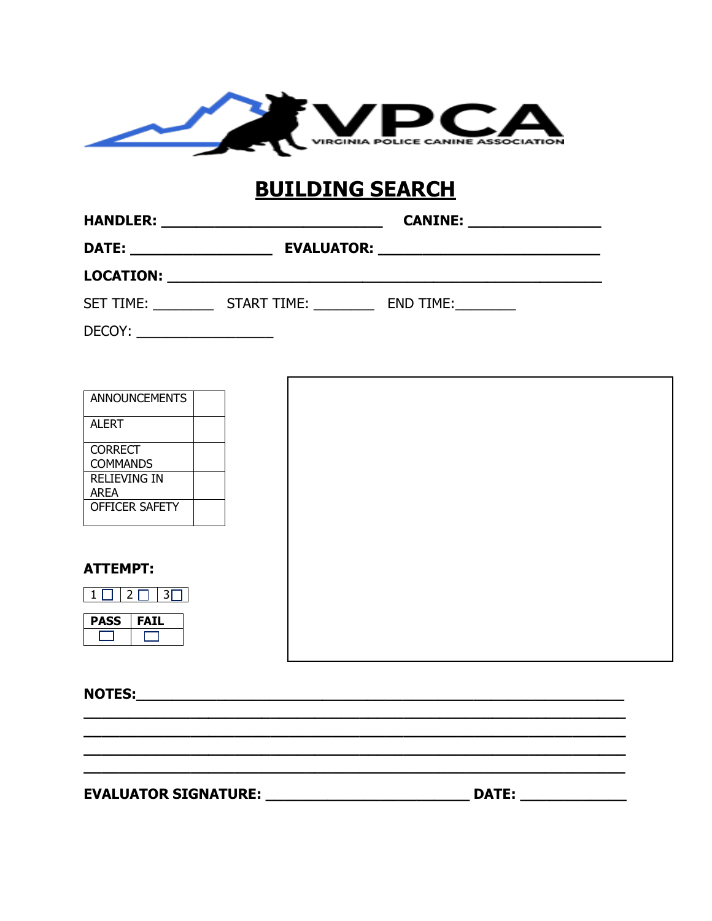VPCA
VIRGINIA POLICE CANINE ASSOCIATION

# BUILDING SEARCH

**HANDLER:** ____________________________ **CANINE:** ________________

**DATE:** __________________ **EVALUATOR:** ____________________________

**LOCATION:** ______________________________________________________

SET TIME: ________ START TIME: ________ END TIME:________

DECOY: __________________

| | |
|---|---|
| ANNOUNCEMENTS | |
| ALERT | |
| CORRECT COMMANDS | |
| RELIEVING IN AREA | |
| OFFICER SAFETY | |

**ATTEMPT:**

| 1 ☐ | 2 ☐ | 3 ☐ |
|---|---|---|

| **PASS** | **FAIL** |
|---|---|
| ☐ | ☐ |

**NOTES:**__________________________________________________________

____________________________________________________________________

____________________________________________________________________

____________________________________________________________________

____________________________________________________________________

**EVALUATOR SIGNATURE:** __________________________ **DATE:** _____________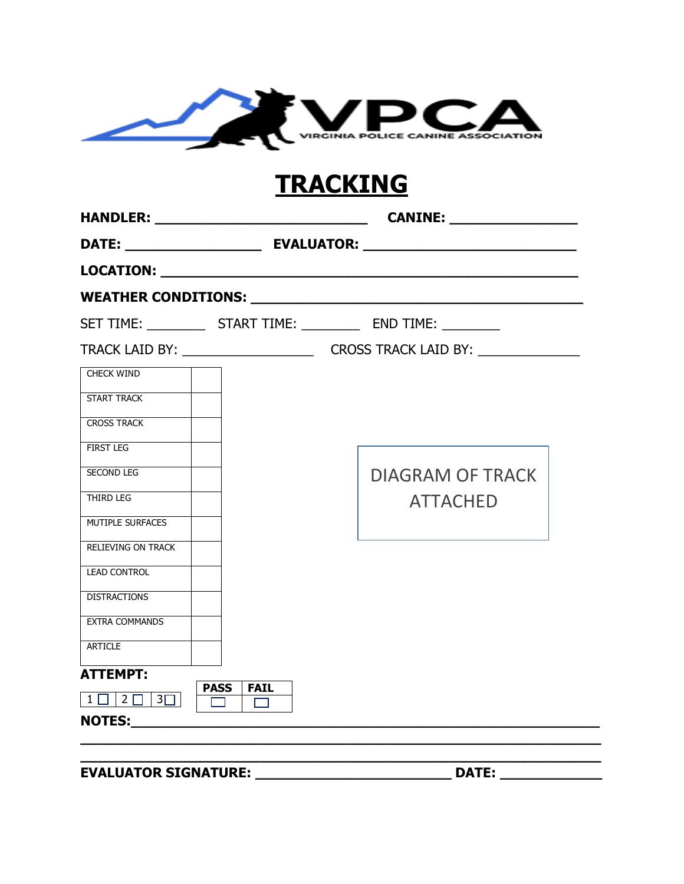VPCA
VIRGINIA POLICE CANINE ASSOCIATION

# TRACKING

**HANDLER:** ___________________________ **CANINE:** ________________

**DATE:** _________________ **EVALUATOR:** ___________________________

**LOCATION:** ____________________________________________________

**WEATHER CONDITIONS:** ___________________________________________

SET TIME: ________ START TIME: ________ END TIME: ________

TRACK LAID BY: _________________ CROSS TRACK LAID BY: _____________

| | |
|---|---|
| CHECK WIND | |
| START TRACK | |
| CROSS TRACK | |
| FIRST LEG | |
| SECOND LEG | |
| THIRD LEG | |
| MUTIPLE SURFACES | |
| RELIEVING ON TRACK | |
| LEAD CONTROL | |
| DISTRACTIONS | |
| EXTRA COMMANDS | |
| ARTICLE | |

DIAGRAM OF TRACK ATTACHED

**ATTEMPT:**

| 1 ☐ | 2 ☐ | 3 ☐ |
|---|---|---|

| PASS | FAIL |
|---|---|
| ☐ | ☐ |

**NOTES:**_____________________________________________________________
_____________________________________________________________________
_____________________________________________________________________

**EVALUATOR SIGNATURE:** ________________________ **DATE:** ____________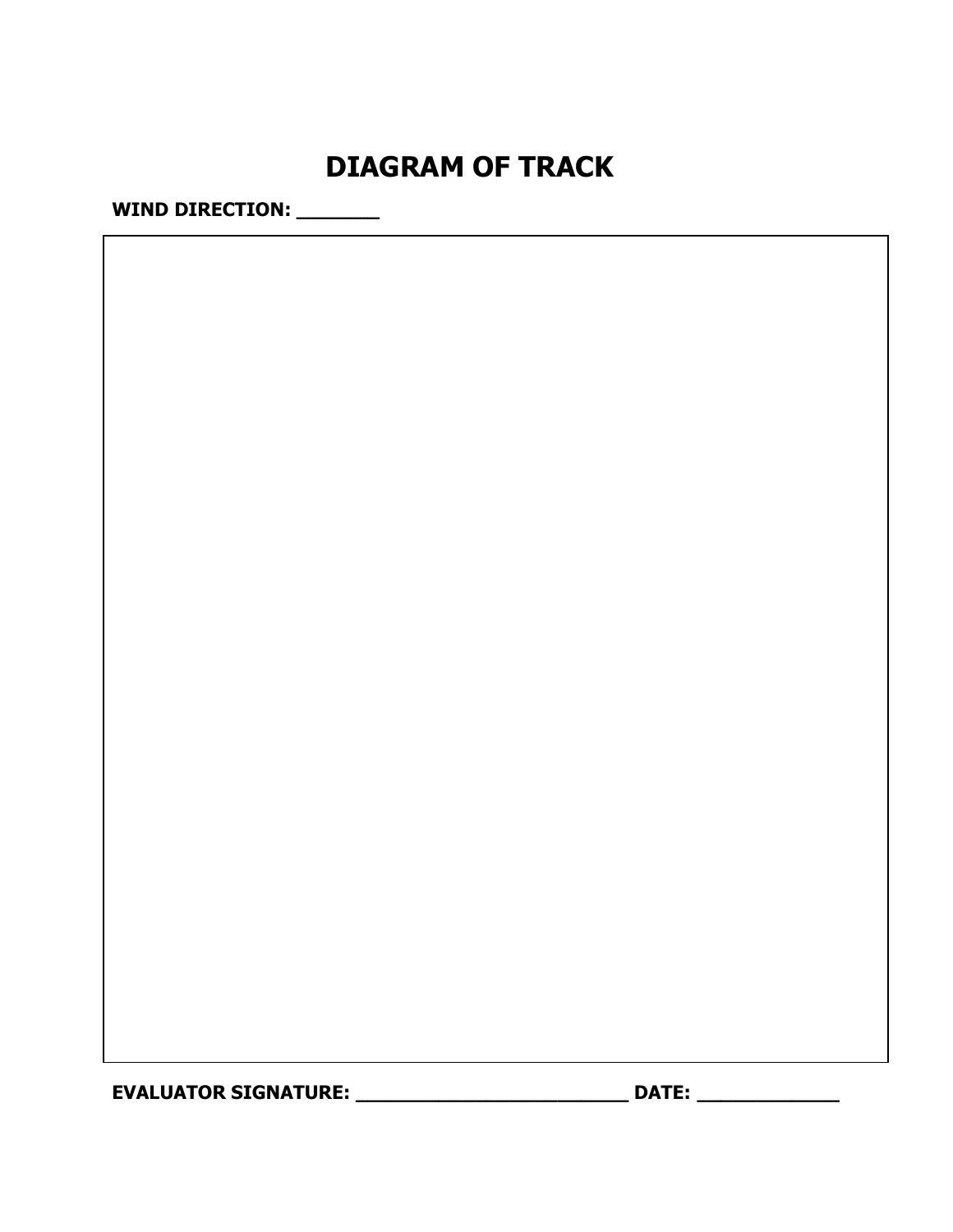# DIAGRAM OF TRACK

**WIND DIRECTION: _______**

**EVALUATOR SIGNATURE: ________________________ DATE: ____________**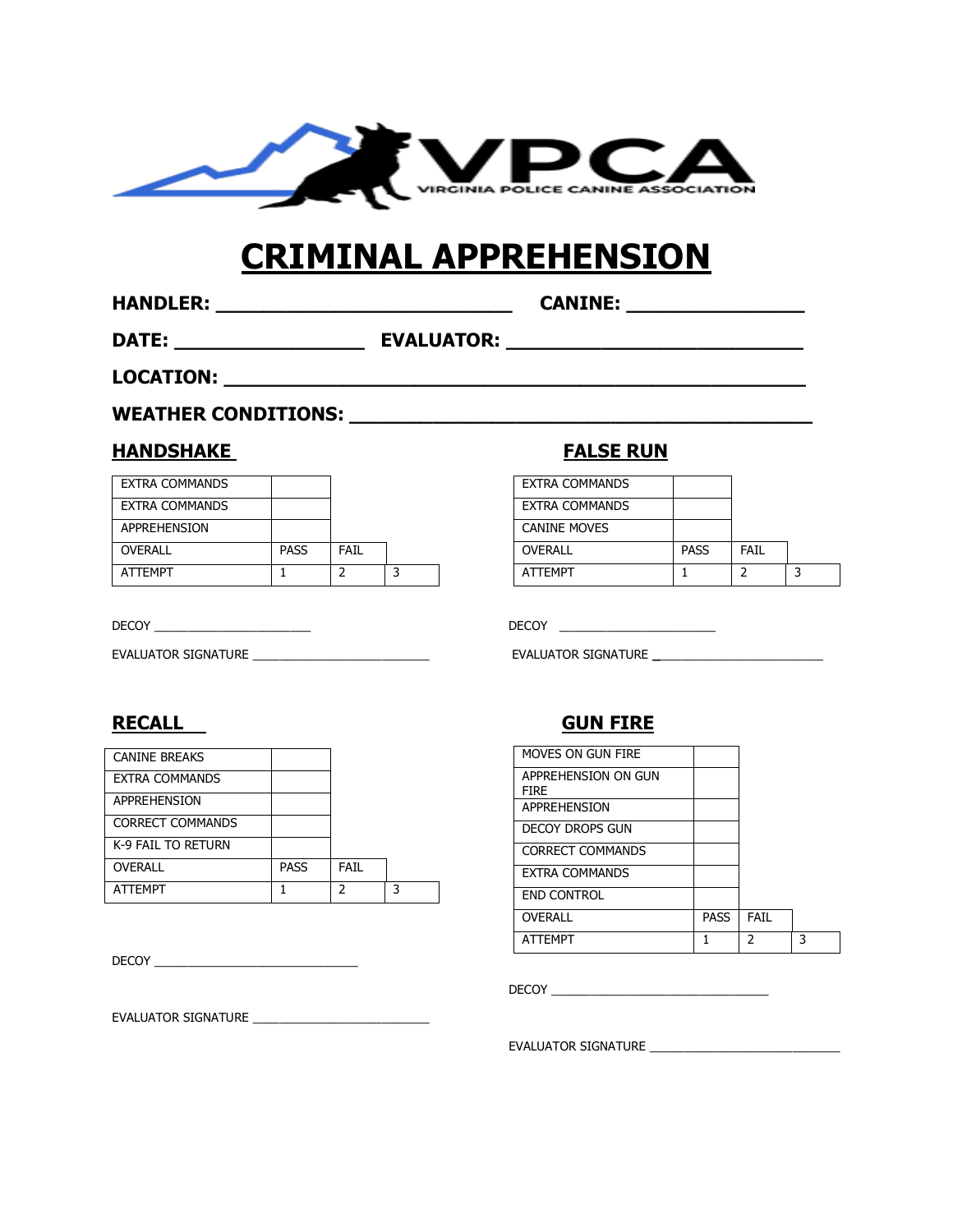VIRGINIA POLICE CANINE ASSOCIATION

# CRIMINAL APPREHENSION

**HANDLER:** ___________________________ **CANINE:** ________________

**DATE:** _________________ **EVALUATOR:** ___________________________

**LOCATION:** _____________________________________________________

**WEATHER CONDITIONS:** __________________________________________

## HANDSHAKE

| EXTRA COMMANDS | | | |
|---|---|---|---|
| EXTRA COMMANDS | | | |
| APPREHENSION | | | |
| OVERALL | PASS | FAIL | |
| ATTEMPT | 1 | 2 | 3 |

DECOY ______________________

EVALUATOR SIGNATURE _________________________

## FALSE RUN

| EXTRA COMMANDS | | | |
|---|---|---|---|
| EXTRA COMMANDS | | | |
| CANINE MOVES | | | |
| OVERALL | PASS | FAIL | |
| ATTEMPT | 1 | 2 | 3 |

DECOY ______________________

EVALUATOR SIGNATURE ________________________

## RECALL

| CANINE BREAKS | | | |
|---|---|---|---|
| EXTRA COMMANDS | | | |
| APPREHENSION | | | |
| CORRECT COMMANDS | | | |
| K-9 FAIL TO RETURN | | | |
| OVERALL | PASS | FAIL | |
| ATTEMPT | 1 | 2 | 3 |

DECOY _____________________________

EVALUATOR SIGNATURE _________________________

## GUN FIRE

| MOVES ON GUN FIRE | | | |
|---|---|---|---|
| APPREHENSION ON GUN FIRE | | | |
| APPREHENSION | | | |
| DECOY DROPS GUN | | | |
| CORRECT COMMANDS | | | |
| EXTRA COMMANDS | | | |
| END CONTROL | | | |
| OVERALL | PASS | FAIL | |
| ATTEMPT | 1 | 2 | 3 |

DECOY _______________________________

EVALUATOR SIGNATURE ___________________________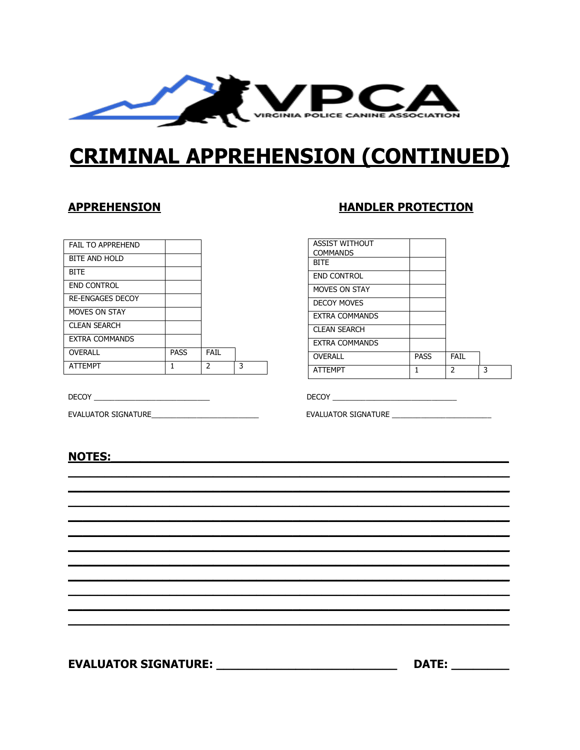VPCA
VIRGINIA POLICE CANINE ASSOCIATION

# CRIMINAL APPREHENSION (CONTINUED)

## APPREHENSION

| | | | |
|---|---|---|---|
| FAIL TO APPREHEND | | | |
| BITE AND HOLD | | | |
| BITE | | | |
| END CONTROL | | | |
| RE-ENGAGES DECOY | | | |
| MOVES ON STAY | | | |
| CLEAN SEARCH | | | |
| EXTRA COMMANDS | | | |
| OVERALL | PASS | FAIL | |
| ATTEMPT | 1 | 2 | 3 |

DECOY ___________________________

EVALUATOR SIGNATURE_________________________

## HANDLER PROTECTION

| | | | |
|---|---|---|---|
| ASSIST WITHOUT COMMANDS | | | |
| BITE | | | |
| END CONTROL | | | |
| MOVES ON STAY | | | |
| DECOY MOVES | | | |
| EXTRA COMMANDS | | | |
| CLEAN SEARCH | | | |
| EXTRA COMMANDS | | | |
| OVERALL | PASS | FAIL | |
| ATTEMPT | 1 | 2 | 3 |

DECOY _____________________________

EVALUATOR SIGNATURE _______________________

**NOTES:** ________________________________________________________________

________________________________________________________________

________________________________________________________________

________________________________________________________________

________________________________________________________________

________________________________________________________________

________________________________________________________________

________________________________________________________________

________________________________________________________________

________________________________________________________________

________________________________________________________________

________________________________________________________________

**EVALUATOR SIGNATURE:** ___________________________ **DATE:** ________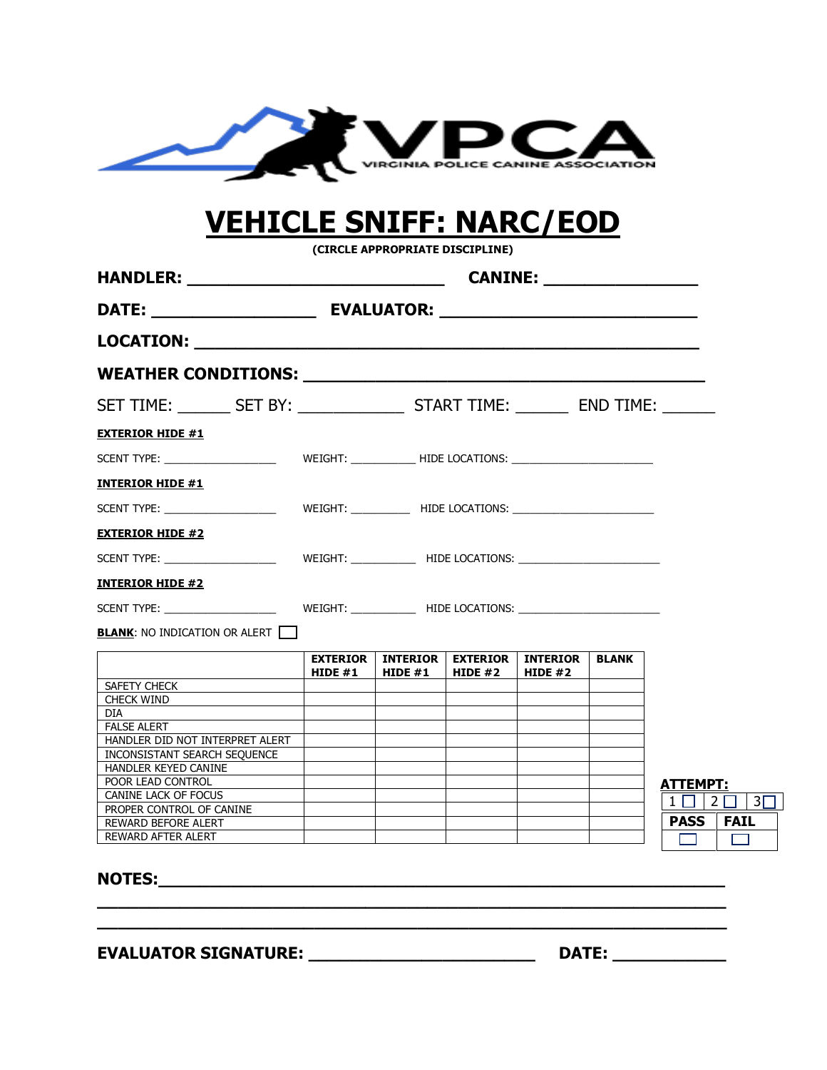VIRGINIA POLICE CANINE ASSOCIATION

# VEHICLE SNIFF: NARC/EOD

**(CIRCLE APPROPRIATE DISCIPLINE)**

**HANDLER:** ________________________ **CANINE:** ______________

**DATE:** _______________ **EVALUATOR:** ________________________

**LOCATION:** ________________________________________________

**WEATHER CONDITIONS:** ______________________________________

SET TIME: _____ SET BY: __________ START TIME: _____ END TIME: _____

**EXTERIOR HIDE #1**

SCENT TYPE: ________________ WEIGHT: ________ HIDE LOCATIONS: ____________________

**INTERIOR HIDE #1**

SCENT TYPE: ________________ WEIGHT: ________ HIDE LOCATIONS: ____________________

**EXTERIOR HIDE #2**

SCENT TYPE: ________________ WEIGHT: ________ HIDE LOCATIONS: ____________________

**INTERIOR HIDE #2**

SCENT TYPE: ________________ WEIGHT: ________ HIDE LOCATIONS: ____________________

**BLANK**: NO INDICATION OR ALERT ☐

| | **EXTERIOR HIDE #1** | **INTERIOR HIDE #1** | **EXTERIOR HIDE #2** | **INTERIOR HIDE #2** | **BLANK** |
|---|---|---|---|---|---|
| SAFETY CHECK | | | | | |
| CHECK WIND | | | | | |
| DIA | | | | | |
| FALSE ALERT | | | | | |
| HANDLER DID NOT INTERPRET ALERT | | | | | |
| INCONSISTANT SEARCH SEQUENCE | | | | | |
| HANDLER KEYED CANINE | | | | | |
| POOR LEAD CONTROL | | | | | |
| CANINE LACK OF FOCUS | | | | | |
| PROPER CONTROL OF CANINE | | | | | |
| REWARD BEFORE ALERT | | | | | |
| REWARD AFTER ALERT | | | | | |

**ATTEMPT:**

| 1 ☐ | 2 ☐ | 3 ☐ |
|---|---|---|

| **PASS** | **FAIL** |
|---|---|
| ☐ | ☐ |

**NOTES:** ____________________________________________________

______________________________________________________________

______________________________________________________________

**EVALUATOR SIGNATURE:** ______________________ **DATE:** __________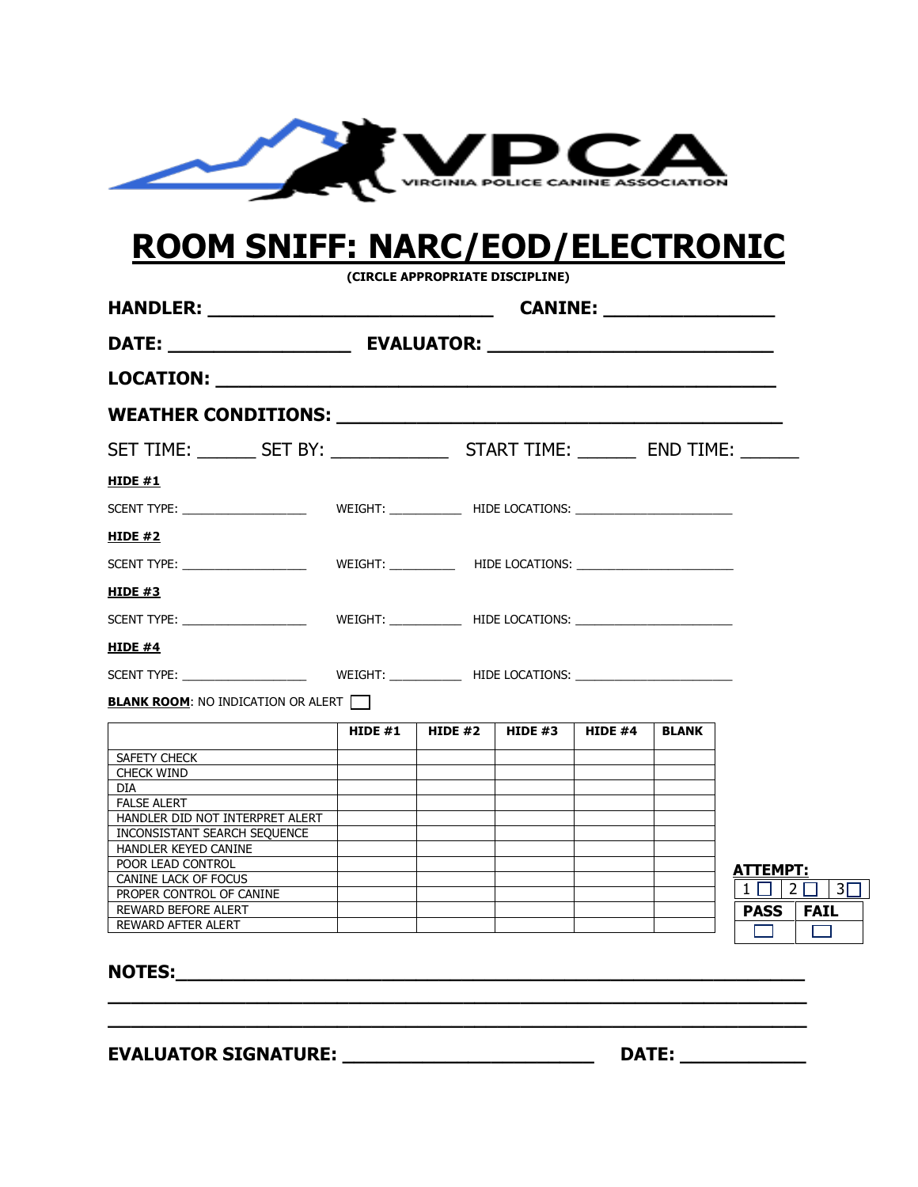VIRGINIA POLICE CANINE ASSOCIATION

# ROOM SNIFF: NARC/EOD/ELECTRONIC

**(CIRCLE APPROPRIATE DISCIPLINE)**

**HANDLER:** ________________________ **CANINE:** ______________

**DATE:** _______________ **EVALUATOR:** ________________________

**LOCATION:** ______________________________________________

**WEATHER CONDITIONS:** ____________________________________

SET TIME: _____ SET BY: __________ START TIME: _____ END TIME: _____

**HIDE #1**

SCENT TYPE: ______________ WEIGHT: ________ HIDE LOCATIONS: __________________

**HIDE #2**

SCENT TYPE: ______________ WEIGHT: ________ HIDE LOCATIONS: __________________

**HIDE #3**

SCENT TYPE: ______________ WEIGHT: ________ HIDE LOCATIONS: __________________

**HIDE #4**

SCENT TYPE: ______________ WEIGHT: ________ HIDE LOCATIONS: __________________

**BLANK ROOM**: NO INDICATION OR ALERT ☐

| | HIDE #1 | HIDE #2 | HIDE #3 | HIDE #4 | BLANK |
|---|---|---|---|---|---|
| SAFETY CHECK | | | | | |
| CHECK WIND | | | | | |
| DIA | | | | | |
| FALSE ALERT | | | | | |
| HANDLER DID NOT INTERPRET ALERT | | | | | |
| INCONSISTANT SEARCH SEQUENCE | | | | | |
| HANDLER KEYED CANINE | | | | | |
| POOR LEAD CONTROL | | | | | |
| CANINE LACK OF FOCUS | | | | | |
| PROPER CONTROL OF CANINE | | | | | |
| REWARD BEFORE ALERT | | | | | |
| REWARD AFTER ALERT | | | | | |

**ATTEMPT:**

| 1 ☐ | 2 ☐ | 3 ☐ |
|---|---|---|

| PASS | FAIL |
|---|---|
| ☐ | ☐ |

**NOTES:** ______________________________________________________

_________________________________________________________________

_________________________________________________________________

**EVALUATOR SIGNATURE:** ____________________ **DATE:** __________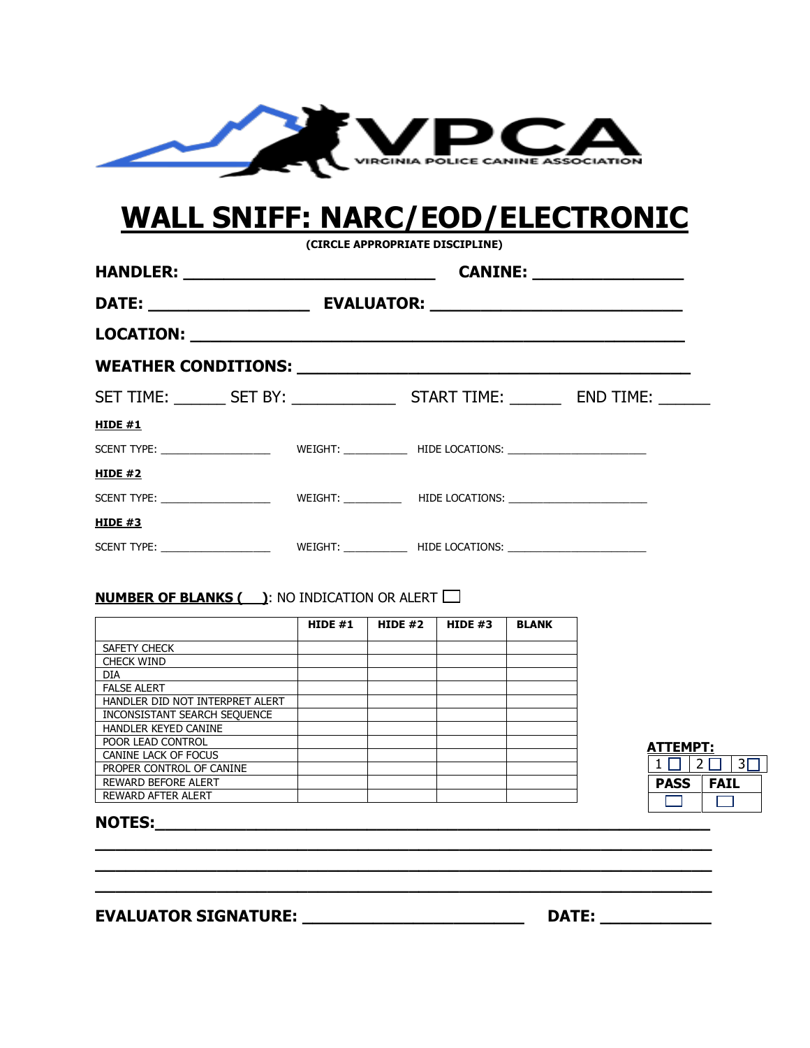VIRGINIA POLICE CANINE ASSOCIATION

# WALL SNIFF: NARC/EOD/ELECTRONIC

**(CIRCLE APPROPRIATE DISCIPLINE)**

**HANDLER:** ___________________________ **CANINE:** ________________

**DATE:** _________________ **EVALUATOR:** ___________________________

**LOCATION:** ______________________________________________________

**WEATHER CONDITIONS:** _____________________________________________

SET TIME: ______ SET BY: ____________ START TIME: ______ END TIME: ______

**HIDE #1**

SCENT TYPE: ___________________ WEIGHT: __________ HIDE LOCATIONS: ______________________

**HIDE #2**

SCENT TYPE: ___________________ WEIGHT: __________ HIDE LOCATIONS: ______________________

**HIDE #3**

SCENT TYPE: ___________________ WEIGHT: __________ HIDE LOCATIONS: ______________________

**NUMBER OF BLANKS ( ___ )**: NO INDICATION OR ALERT ☐

| | HIDE #1 | HIDE #2 | HIDE #3 | BLANK |
|---|---|---|---|---|
| SAFETY CHECK | | | | |
| CHECK WIND | | | | |
| DIA | | | | |
| FALSE ALERT | | | | |
| HANDLER DID NOT INTERPRET ALERT | | | | |
| INCONSISTANT SEARCH SEQUENCE | | | | |
| HANDLER KEYED CANINE | | | | |
| POOR LEAD CONTROL | | | | |
| CANINE LACK OF FOCUS | | | | |
| PROPER CONTROL OF CANINE | | | | |
| REWARD BEFORE ALERT | | | | |
| REWARD AFTER ALERT | | | | |

**ATTEMPT:**

| 1 ☐ | 2 ☐ | 3 ☐ |
|---|---|---|

| PASS | FAIL |
|---|---|
| ☐ | ☐ |

**NOTES:**___________________________________________________________

______________________________________________________________________

______________________________________________________________________

______________________________________________________________________

**EVALUATOR SIGNATURE:** ________________________ **DATE:** ____________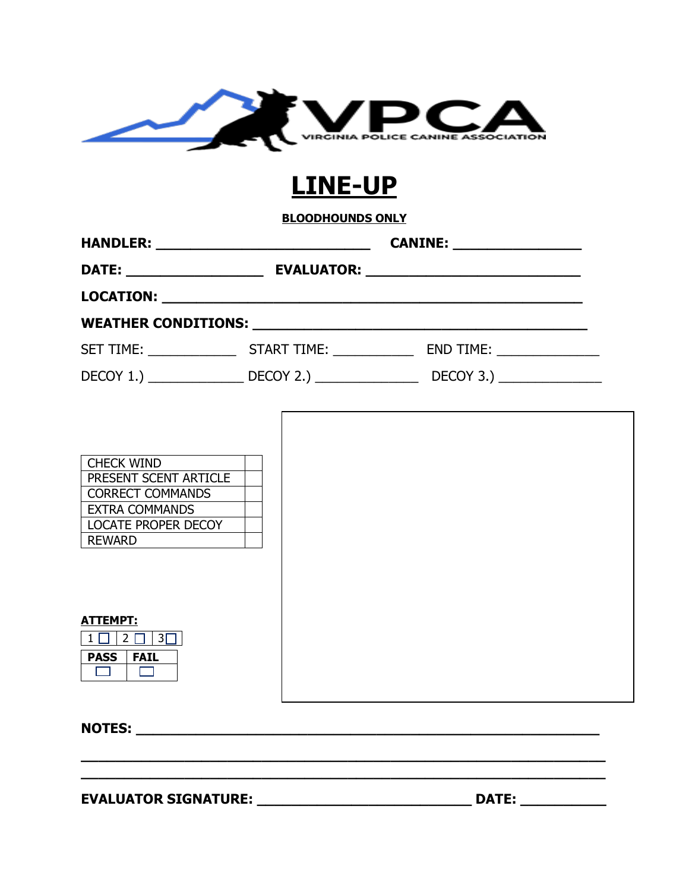VPCA
VIRGINIA POLICE CANINE ASSOCIATION

# LINE-UP

**BLOODHOUNDS ONLY**

**HANDLER:** ____________________________ **CANINE:** ________________

**DATE:** _________________ **EVALUATOR:** ___________________________

**LOCATION:** _______________________________________________________

**WEATHER CONDITIONS:** __________________________________________

SET TIME: ___________ START TIME: __________ END TIME: _____________

DECOY 1.) ____________ DECOY 2.) _____________ DECOY 3.) _____________

| | |
|---|---|
| CHECK WIND | |
| PRESENT SCENT ARTICLE | |
| CORRECT COMMANDS | |
| EXTRA COMMANDS | |
| LOCATE PROPER DECOY | |
| REWARD | |

**ATTEMPT:**

| | | |
|---|---|---|
| 1 ☐ | 2 ☐ | 3 ☐ |

| PASS | FAIL |
|---|---|
| ☐ | ☐ |

**NOTES:** ___________________________________________________________

______________________________________________________________________

______________________________________________________________________

**EVALUATOR SIGNATURE:** ___________________________ **DATE:** ___________